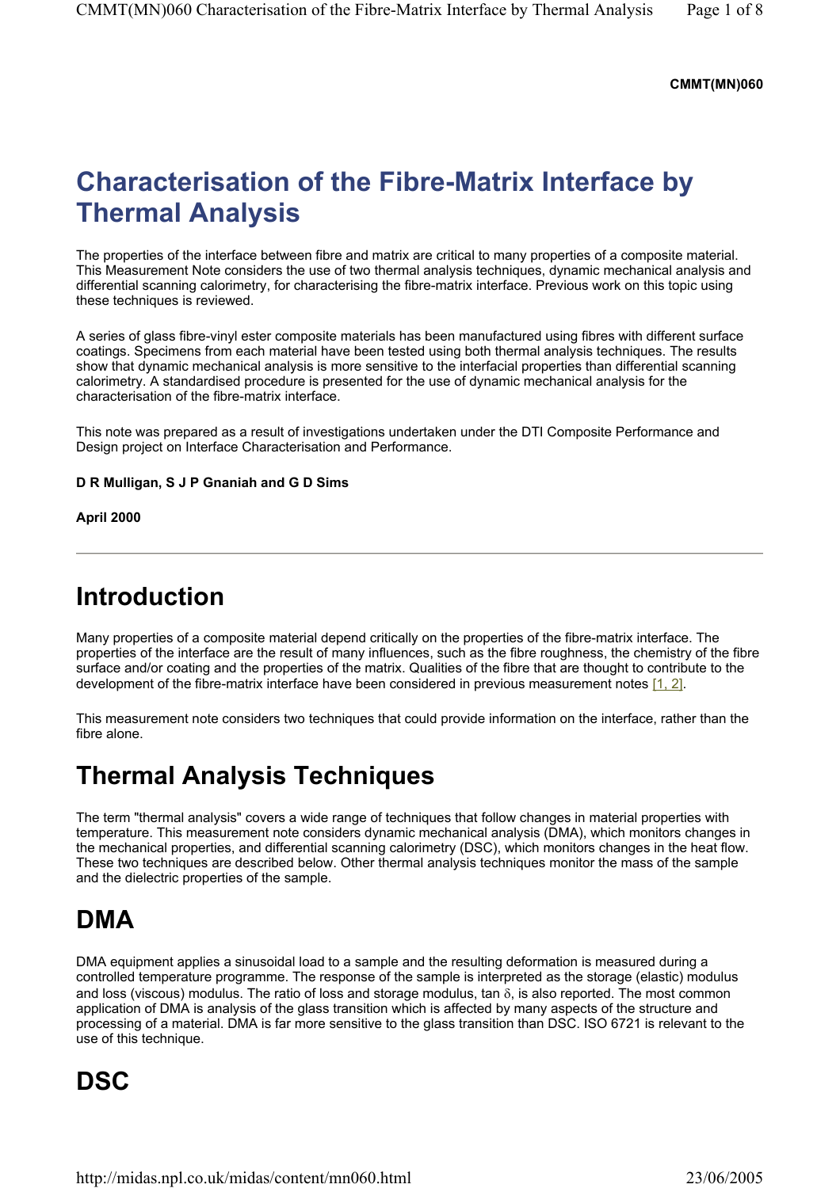**CMMT(MN)060**

# Characterisation of the Fibre-Matrix Interface by Thermal Analysis

The properties of the interface between fibre and matrix are critical to many properties of a composite material. This Measurement Note considers the use of two thermal analysis techniques, dynamic mechanical analysis and differential scanning calorimetry, for characterising the fibre-matrix interface. Previous work on this topic using these techniques is reviewed.

A series of glass fibre-vinyl ester composite materials has been manufactured using fibres with different surface coatings. Specimens from each material have been tested using both thermal analysis techniques. The results show that dynamic mechanical analysis is more sensitive to the interfacial properties than differential scanning calorimetry. A standardised procedure is presented for the use of dynamic mechanical analysis for the characterisation of the fibre-matrix interface.

This note was prepared as a result of investigations undertaken under the DTI Composite Performance and Design project on Interface Characterisation and Performance.

**D R Mulligan, S J P Gnaniah and G D Sims**

**April 2000**

---

## Introduction

Many properties of a composite material depend critically on the properties of the fibre-matrix interface. The properties of the interface are the result of many influences, such as the fibre roughness, the chemistry of the fibre surface and/or coating and the properties of the matrix. Qualities of the fibre that are thought to contribute to the development of the fibre-matrix interface have been considered in previous measurement notes [1, 2].

This measurement note considers two techniques that could provide information on the interface, rather than the fibre alone.

## Thermal Analysis Techniques

The term "thermal analysis" covers a wide range of techniques that follow changes in material properties with temperature. This measurement note considers dynamic mechanical analysis (DMA), which monitors changes in the mechanical properties, and differential scanning calorimetry (DSC), which monitors changes in the heat flow. These two techniques are described below. Other thermal analysis techniques monitor the mass of the sample and the dielectric properties of the sample.

## DMA

DMA equipment applies a sinusoidal load to a sample and the resulting deformation is measured during a controlled temperature programme. The response of the sample is interpreted as the storage (elastic) modulus and loss (viscous) modulus. The ratio of loss and storage modulus, tan $\delta$, is also reported. The most common application of DMA is analysis of the glass transition which is affected by many aspects of the structure and processing of a material. DMA is far more sensitive to the glass transition than DSC. ISO 6721 is relevant to the use of this technique.

## DSC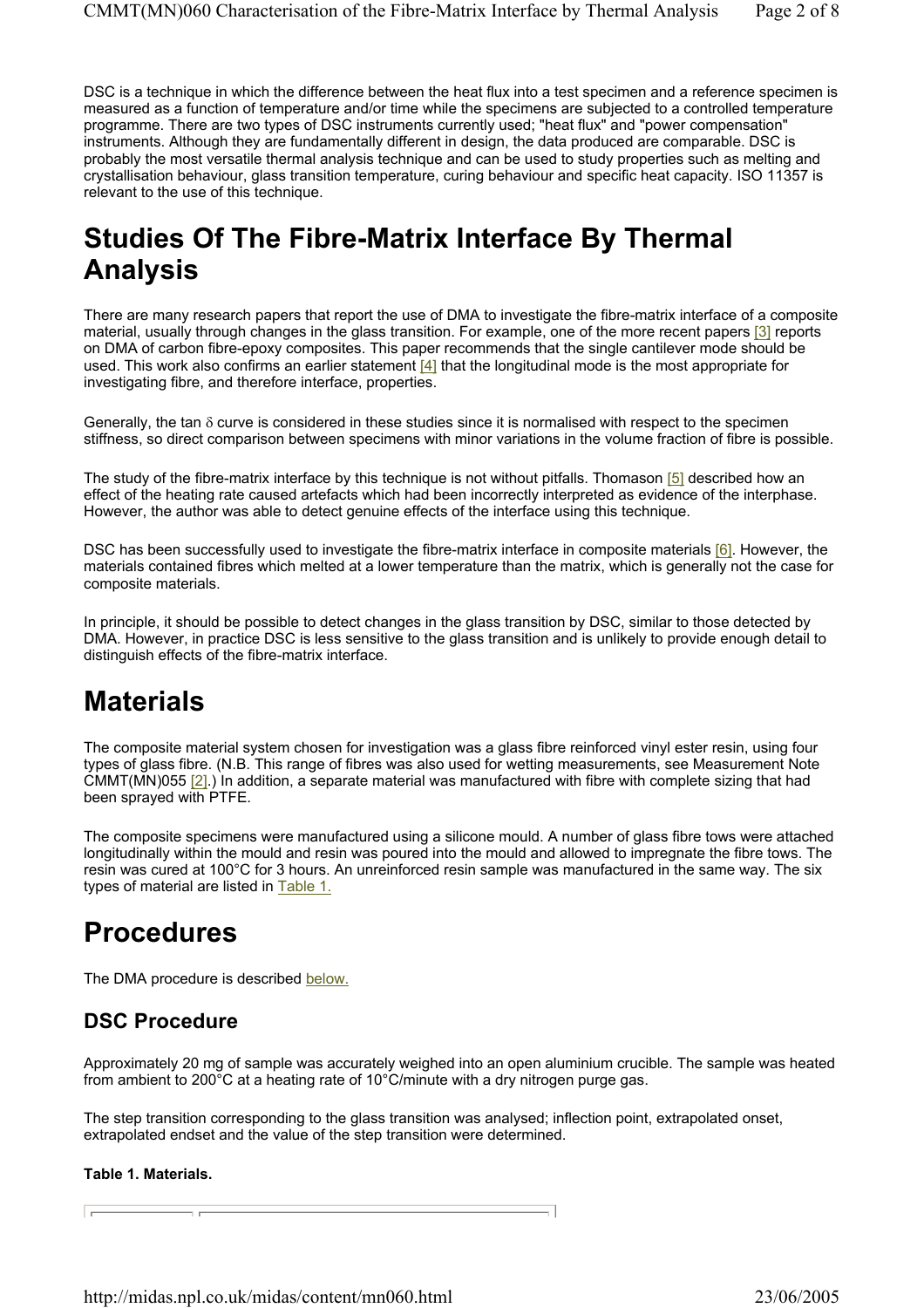DSC is a technique in which the difference between the heat flux into a test specimen and a reference specimen is measured as a function of temperature and/or time while the specimens are subjected to a controlled temperature programme. There are two types of DSC instruments currently used; "heat flux" and "power compensation" instruments. Although they are fundamentally different in design, the data produced are comparable. DSC is probably the most versatile thermal analysis technique and can be used to study properties such as melting and crystallisation behaviour, glass transition temperature, curing behaviour and specific heat capacity. ISO 11357 is relevant to the use of this technique.

# Studies Of The Fibre-Matrix Interface By Thermal Analysis

There are many research papers that report the use of DMA to investigate the fibre-matrix interface of a composite material, usually through changes in the glass transition. For example, one of the more recent papers [3] reports on DMA of carbon fibre-epoxy composites. This paper recommends that the single cantilever mode should be used. This work also confirms an earlier statement [4] that the longitudinal mode is the most appropriate for investigating fibre, and therefore interface, properties.

Generally, the tan $\delta$ curve is considered in these studies since it is normalised with respect to the specimen stiffness, so direct comparison between specimens with minor variations in the volume fraction of fibre is possible.

The study of the fibre-matrix interface by this technique is not without pitfalls. Thomason [5] described how an effect of the heating rate caused artefacts which had been incorrectly interpreted as evidence of the interphase. However, the author was able to detect genuine effects of the interface using this technique.

DSC has been successfully used to investigate the fibre-matrix interface in composite materials [6]. However, the materials contained fibres which melted at a lower temperature than the matrix, which is generally not the case for composite materials.

In principle, it should be possible to detect changes in the glass transition by DSC, similar to those detected by DMA. However, in practice DSC is less sensitive to the glass transition and is unlikely to provide enough detail to distinguish effects of the fibre-matrix interface.

# Materials

The composite material system chosen for investigation was a glass fibre reinforced vinyl ester resin, using four types of glass fibre. (N.B. This range of fibres was also used for wetting measurements, see Measurement Note CMMT(MN)055 [2].) In addition, a separate material was manufactured with fibre with complete sizing that had been sprayed with PTFE.

The composite specimens were manufactured using a silicone mould. A number of glass fibre tows were attached longitudinally within the mould and resin was poured into the mould and allowed to impregnate the fibre tows. The resin was cured at 100°C for 3 hours. An unreinforced resin sample was manufactured in the same way. The six types of material are listed in Table 1.

# Procedures

The DMA procedure is described below.

## DSC Procedure

Approximately 20 mg of sample was accurately weighed into an open aluminium crucible. The sample was heated from ambient to 200°C at a heating rate of 10°C/minute with a dry nitrogen purge gas.

The step transition corresponding to the glass transition was analysed; inflection point, extrapolated onset, extrapolated endset and the value of the step transition were determined.

**Table 1. Materials.**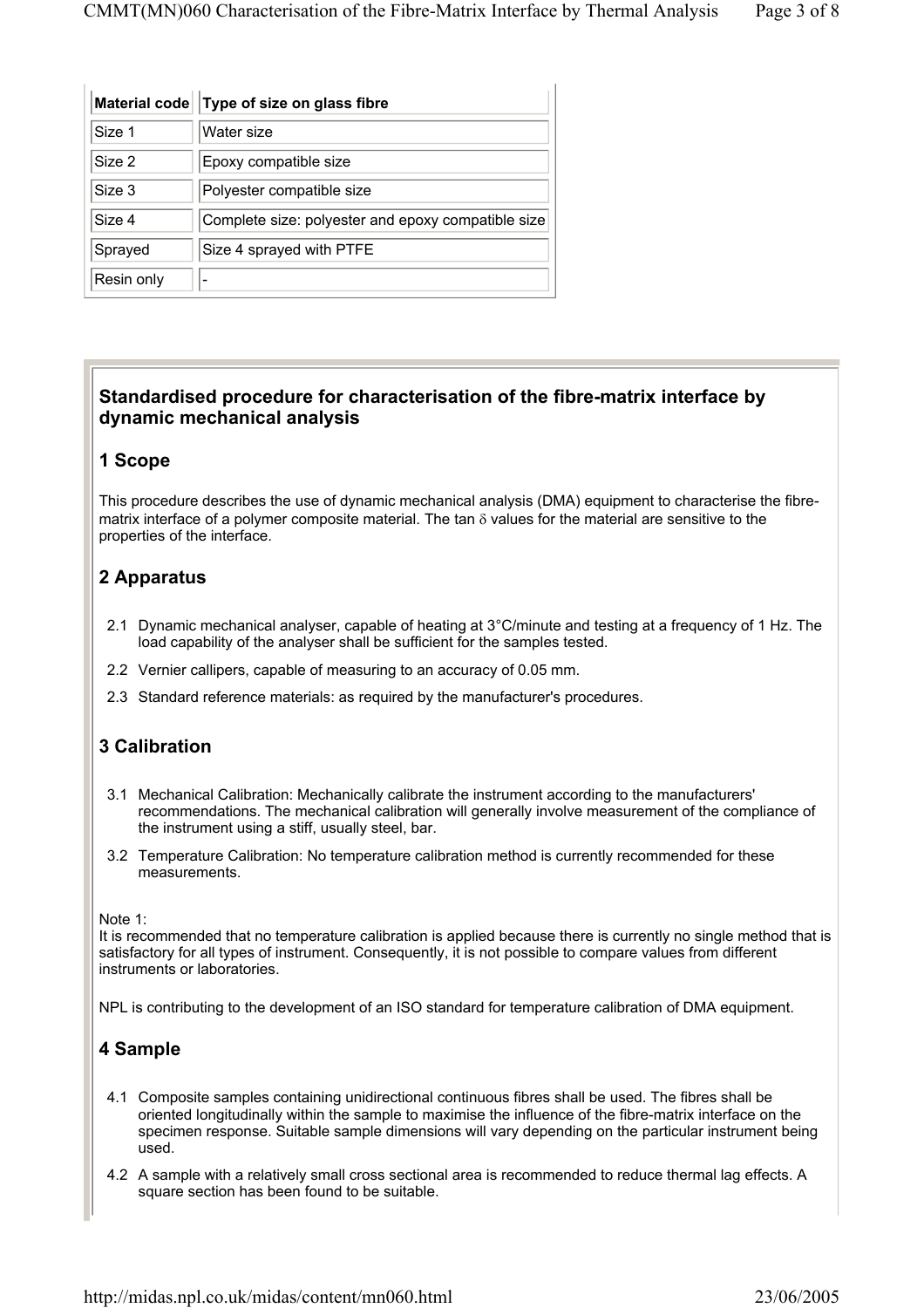| Material code | Type of size on glass fibre |
| --- | --- |
| Size 1 | Water size |
| Size 2 | Epoxy compatible size |
| Size 3 | Polyester compatible size |
| Size 4 | Complete size: polyester and epoxy compatible size |
| Sprayed | Size 4 sprayed with PTFE |
| Resin only | - |

## Standardised procedure for characterisation of the fibre-matrix interface by dynamic mechanical analysis

### 1 Scope

This procedure describes the use of dynamic mechanical analysis (DMA) equipment to characterise the fibre-matrix interface of a polymer composite material. The tan $\delta$ values for the material are sensitive to the properties of the interface.

### 2 Apparatus

2.1 Dynamic mechanical analyser, capable of heating at 3°C/minute and testing at a frequency of 1 Hz. The load capability of the analyser shall be sufficient for the samples tested.

2.2 Vernier callipers, capable of measuring to an accuracy of 0.05 mm.

2.3 Standard reference materials: as required by the manufacturer's procedures.

### 3 Calibration

3.1 Mechanical Calibration: Mechanically calibrate the instrument according to the manufacturers' recommendations. The mechanical calibration will generally involve measurement of the compliance of the instrument using a stiff, usually steel, bar.

3.2 Temperature Calibration: No temperature calibration method is currently recommended for these measurements.

Note 1:
It is recommended that no temperature calibration is applied because there is currently no single method that is satisfactory for all types of instrument. Consequently, it is not possible to compare values from different instruments or laboratories.

NPL is contributing to the development of an ISO standard for temperature calibration of DMA equipment.

### 4 Sample

4.1 Composite samples containing unidirectional continuous fibres shall be used. The fibres shall be oriented longitudinally within the sample to maximise the influence of the fibre-matrix interface on the specimen response. Suitable sample dimensions will vary depending on the particular instrument being used.

4.2 A sample with a relatively small cross sectional area is recommended to reduce thermal lag effects. A square section has been found to be suitable.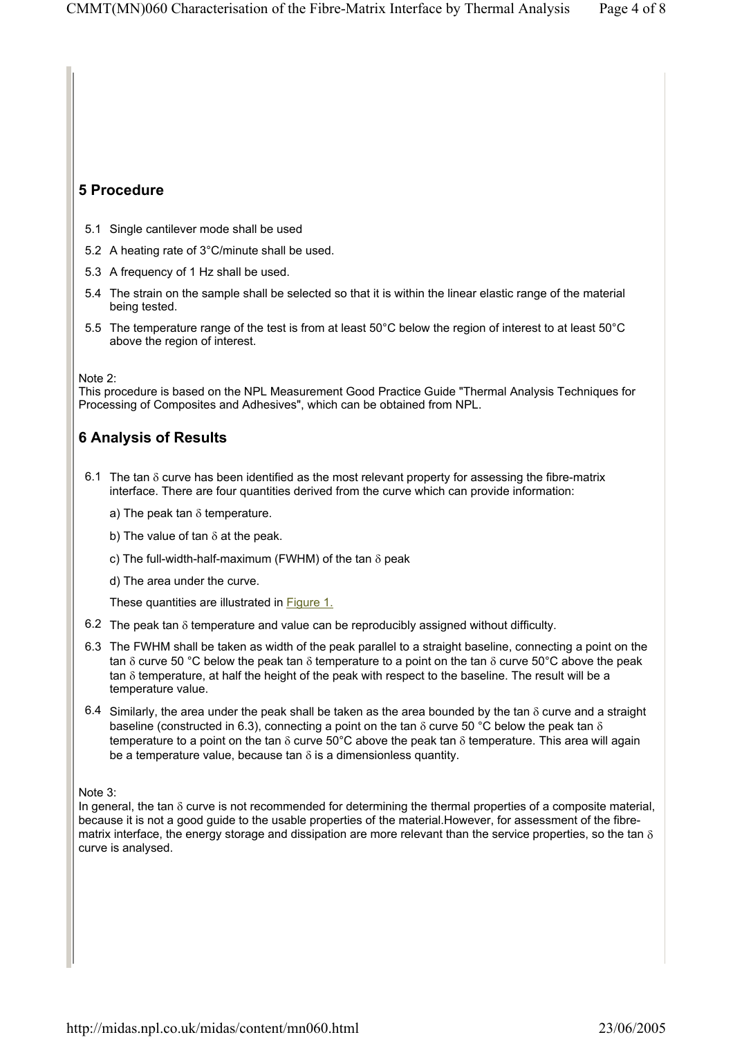## 5 Procedure

5.1 Single cantilever mode shall be used

5.2 A heating rate of 3°C/minute shall be used.

5.3 A frequency of 1 Hz shall be used.

5.4 The strain on the sample shall be selected so that it is within the linear elastic range of the material being tested.

5.5 The temperature range of the test is from at least 50°C below the region of interest to at least 50°C above the region of interest.

Note 2:
This procedure is based on the NPL Measurement Good Practice Guide "Thermal Analysis Techniques for Processing of Composites and Adhesives", which can be obtained from NPL.

## 6 Analysis of Results

6.1 The tan $\delta$ curve has been identified as the most relevant property for assessing the fibre-matrix interface. There are four quantities derived from the curve which can provide information:

a) The peak tan $\delta$ temperature.

b) The value of tan $\delta$ at the peak.

c) The full-width-half-maximum (FWHM) of the tan $\delta$ peak

d) The area under the curve.

These quantities are illustrated in Figure 1.

6.2 The peak tan $\delta$ temperature and value can be reproducibly assigned without difficulty.

6.3 The FWHM shall be taken as width of the peak parallel to a straight baseline, connecting a point on the tan $\delta$ curve 50 °C below the peak tan $\delta$ temperature to a point on the tan $\delta$ curve 50°C above the peak tan $\delta$ temperature, at half the height of the peak with respect to the baseline. The result will be a temperature value.

6.4 Similarly, the area under the peak shall be taken as the area bounded by the tan $\delta$ curve and a straight baseline (constructed in 6.3), connecting a point on the tan $\delta$ curve 50 °C below the peak tan $\delta$ temperature to a point on the tan $\delta$ curve 50°C above the peak tan $\delta$ temperature. This area will again be a temperature value, because tan $\delta$ is a dimensionless quantity.

Note 3:
In general, the tan $\delta$ curve is not recommended for determining the thermal properties of a composite material, because it is not a good guide to the usable properties of the material.However, for assessment of the fibre-matrix interface, the energy storage and dissipation are more relevant than the service properties, so the tan $\delta$ curve is analysed.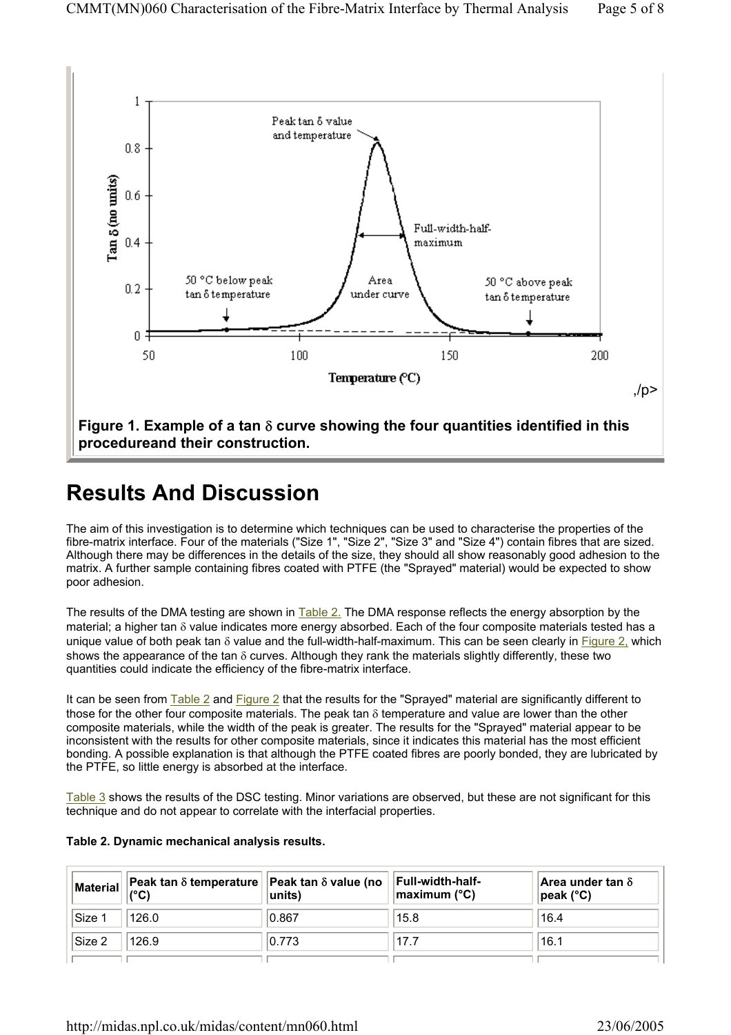,/p>

**Figure 1. Example of a tan δ curve showing the four quantities identified in this procedureand their construction.**

# Results And Discussion

The aim of this investigation is to determine which techniques can be used to characterise the properties of the fibre-matrix interface. Four of the materials ("Size 1", "Size 2", "Size 3" and "Size 4") contain fibres that are sized. Although there may be differences in the details of the size, they should all show reasonably good adhesion to the matrix. A further sample containing fibres coated with PTFE (the "Sprayed" material) would be expected to show poor adhesion.

The results of the DMA testing are shown in Table 2. The DMA response reflects the energy absorption by the material; a higher tan δ value indicates more energy absorbed. Each of the four composite materials tested has a unique value of both peak tan δ value and the full-width-half-maximum. This can be seen clearly in Figure 2, which shows the appearance of the tan δ curves. Although they rank the materials slightly differently, these two quantities could indicate the efficiency of the fibre-matrix interface.

It can be seen from Table 2 and Figure 2 that the results for the "Sprayed" material are significantly different to those for the other four composite materials. The peak tan δ temperature and value are lower than the other composite materials, while the width of the peak is greater. The results for the "Sprayed" material appear to be inconsistent with the results for other composite materials, since it indicates this material has the most efficient bonding. A possible explanation is that although the PTFE coated fibres are poorly bonded, they are lubricated by the PTFE, so little energy is absorbed at the interface.

Table 3 shows the results of the DSC testing. Minor variations are observed, but these are not significant for this technique and do not appear to correlate with the interfacial properties.

**Table 2. Dynamic mechanical analysis results.**

| Material | Peak tan δ temperature (°C) | Peak tan δ value (no units) | Full-width-half-maximum (°C) | Area under tan δ peak (°C) |
|---|---|---|---|---|
| Size 1 | 126.0 | 0.867 | 15.8 | 16.4 |
| Size 2 | 126.9 | 0.773 | 17.7 | 16.1 |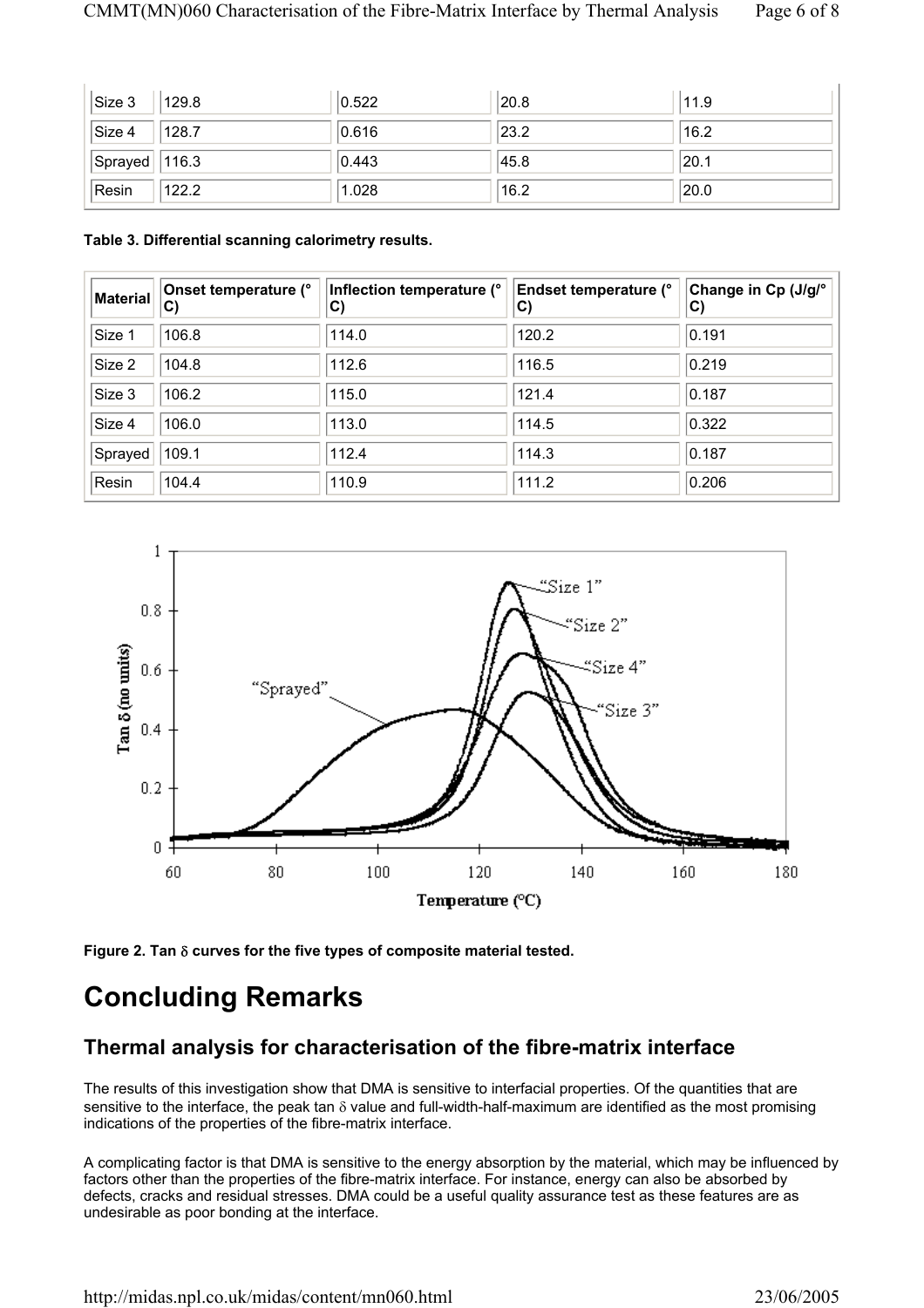| Size 3 | 129.8 | 0.522 | 20.8 | 11.9 |
|---|---|---|---|---|
| Size 4 | 128.7 | 0.616 | 23.2 | 16.2 |
| Sprayed | 116.3 | 0.443 | 45.8 | 20.1 |
| Resin | 122.2 | 1.028 | 16.2 | 20.0 |

**Table 3. Differential scanning calorimetry results.**

| Material | Onset temperature (°C) | Inflection temperature (°C) | Endset temperature (°C) | Change in Cp (J/g/°C) |
|---|---|---|---|---|
| Size 1 | 106.8 | 114.0 | 120.2 | 0.191 |
| Size 2 | 104.8 | 112.6 | 116.5 | 0.219 |
| Size 3 | 106.2 | 115.0 | 121.4 | 0.187 |
| Size 4 | 106.0 | 113.0 | 114.5 | 0.322 |
| Sprayed | 109.1 | 112.4 | 114.3 | 0.187 |
| Resin | 104.4 | 110.9 | 111.2 | 0.206 |

**Figure 2. Tan $\delta$ curves for the five types of composite material tested.**

# Concluding Remarks

## Thermal analysis for characterisation of the fibre-matrix interface

The results of this investigation show that DMA is sensitive to interfacial properties. Of the quantities that are sensitive to the interface, the peak tan $\delta$ value and full-width-half-maximum are identified as the most promising indications of the properties of the fibre-matrix interface.

A complicating factor is that DMA is sensitive to the energy absorption by the material, which may be influenced by factors other than the properties of the fibre-matrix interface. For instance, energy can also be absorbed by defects, cracks and residual stresses. DMA could be a useful quality assurance test as these features are as undesirable as poor bonding at the interface.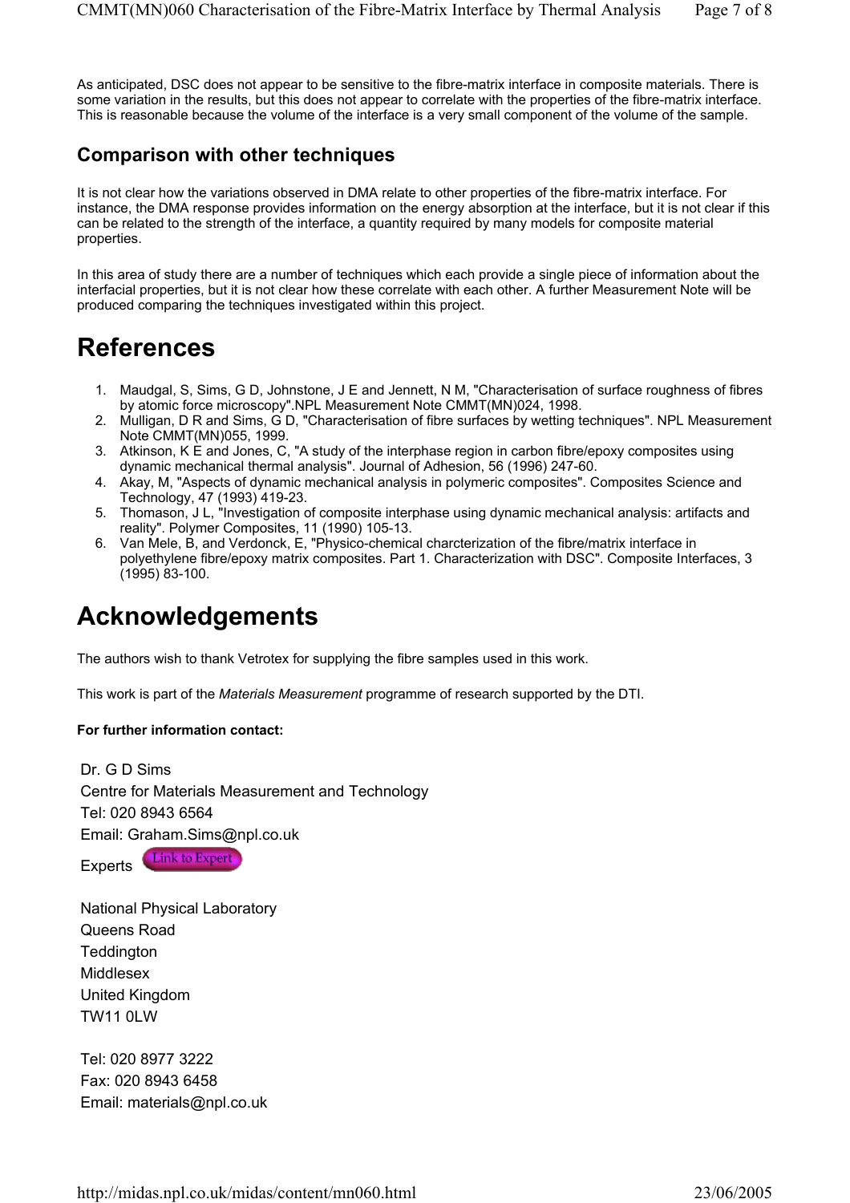As anticipated, DSC does not appear to be sensitive to the fibre-matrix interface in composite materials. There is some variation in the results, but this does not appear to correlate with the properties of the fibre-matrix interface. This is reasonable because the volume of the interface is a very small component of the volume of the sample.

### Comparison with other techniques

It is not clear how the variations observed in DMA relate to other properties of the fibre-matrix interface. For instance, the DMA response provides information on the energy absorption at the interface, but it is not clear if this can be related to the strength of the interface, a quantity required by many models for composite material properties.

In this area of study there are a number of techniques which each provide a single piece of information about the interfacial properties, but it is not clear how these correlate with each other. A further Measurement Note will be produced comparing the techniques investigated within this project.

## References

1. Maudgal, S, Sims, G D, Johnstone, J E and Jennett, N M, "Characterisation of surface roughness of fibres by atomic force microscopy".NPL Measurement Note CMMT(MN)024, 1998.
2. Mulligan, D R and Sims, G D, "Characterisation of fibre surfaces by wetting techniques". NPL Measurement Note CMMT(MN)055, 1999.
3. Atkinson, K E and Jones, C, "A study of the interphase region in carbon fibre/epoxy composites using dynamic mechanical thermal analysis". Journal of Adhesion, 56 (1996) 247-60.
4. Akay, M, "Aspects of dynamic mechanical analysis in polymeric composites". Composites Science and Technology, 47 (1993) 419-23.
5. Thomason, J L, "Investigation of composite interphase using dynamic mechanical analysis: artifacts and reality". Polymer Composites, 11 (1990) 105-13.
6. Van Mele, B, and Verdonck, E, "Physico-chemical charcterization of the fibre/matrix interface in polyethylene fibre/epoxy matrix composites. Part 1. Characterization with DSC". Composite Interfaces, 3 (1995) 83-100.

## Acknowledgements

The authors wish to thank Vetrotex for supplying the fibre samples used in this work.

This work is part of the *Materials Measurement* programme of research supported by the DTI.

**For further information contact:**

Dr. G D Sims
Centre for Materials Measurement and Technology
Tel: 020 8943 6564
Email: Graham.Sims@npl.co.uk
Experts Link to Expert

National Physical Laboratory
Queens Road
Teddington
Middlesex
United Kingdom
TW11 0LW

Tel: 020 8977 3222
Fax: 020 8943 6458
Email: materials@npl.co.uk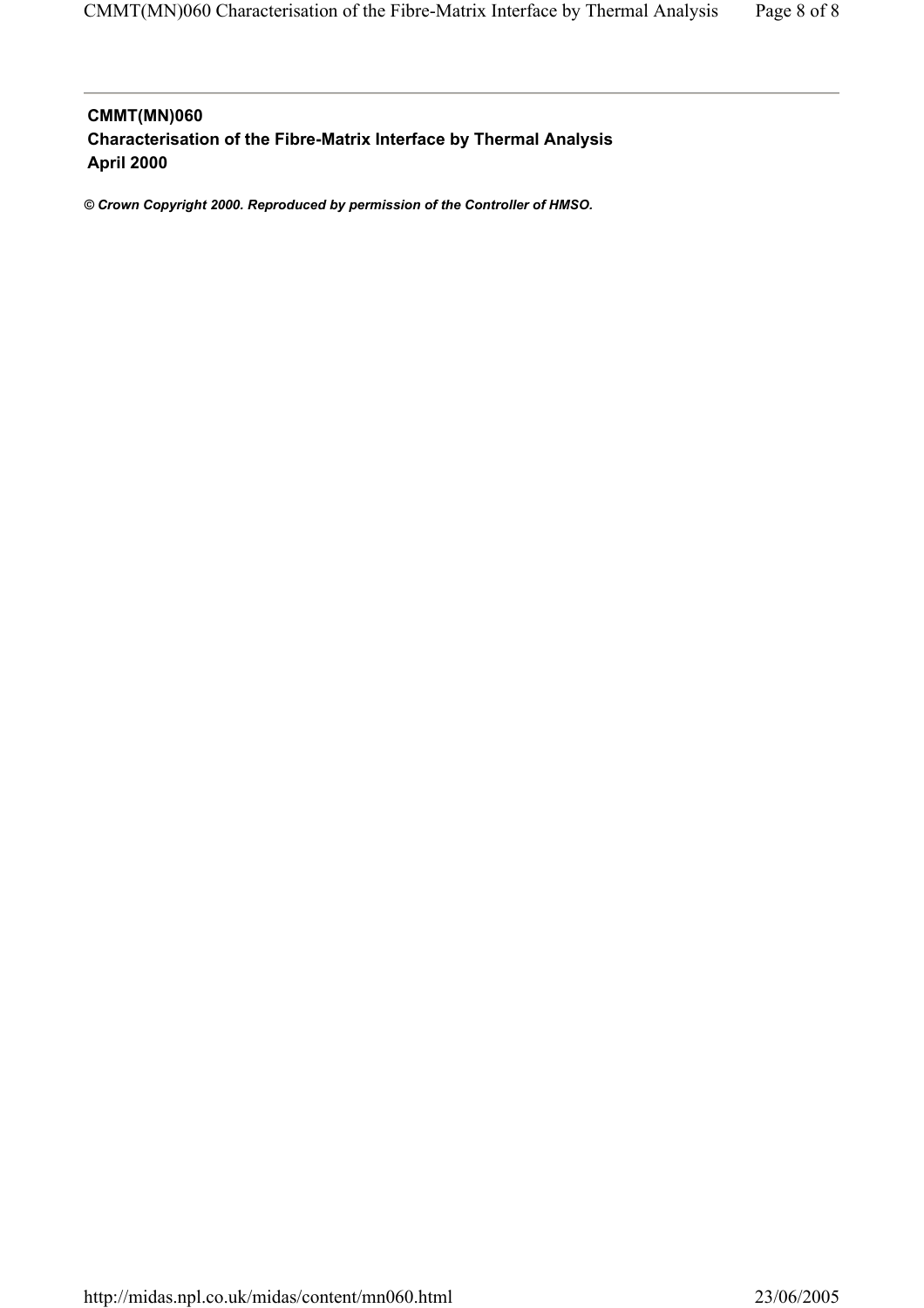**CMMT(MN)060**
**Characterisation of the Fibre-Matrix Interface by Thermal Analysis**
**April 2000**

***© Crown Copyright 2000. Reproduced by permission of the Controller of HMSO.***